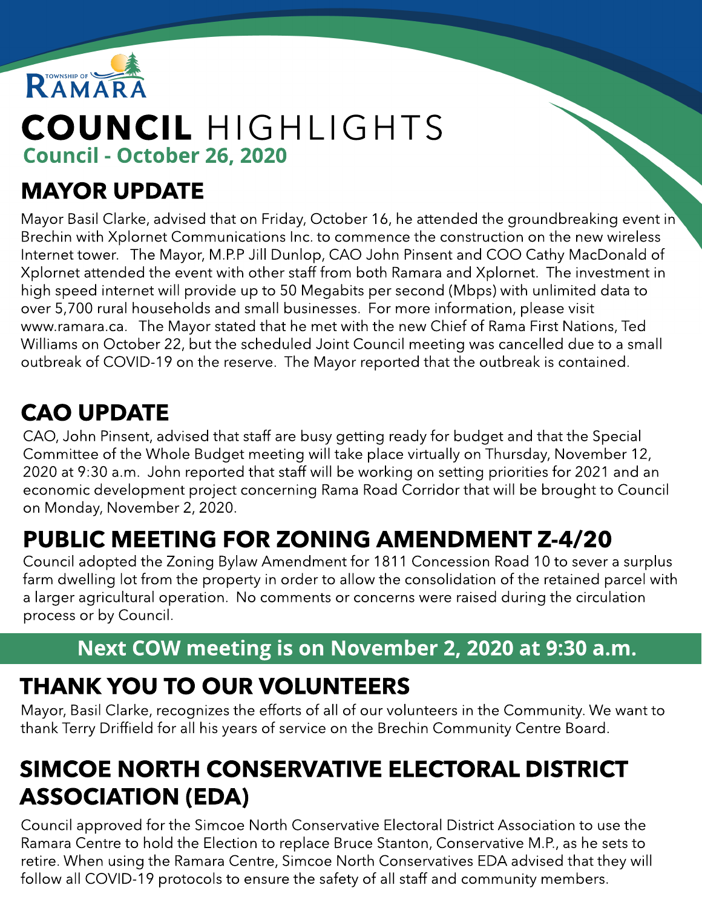TOWNSHIP OF RAMARA

# COUNCIL HIGHLIGHTS

**Council - October 26, 2020**

## MAYOR UPDATE

Mayor Basil Clarke, advised that on Friday, October 16, he attended the groundbreaking event in Brechin with Xplornet Communications Inc. to commence the construction on the new wireless Internet tower. The Mayor, M.P.P Jill Dunlop, CAO John Pinsent and COO Cathy MacDonald of Xplornet attended the event with other staff from both Ramara and Xplornet. The investment in high speed internet will provide up to 50 Megabits per second (Mbps) with unlimited data to over 5,700 rural households and small businesses. For more information, please visit www.ramara.ca. The Mayor stated that he met with the new Chief of Rama First Nations, Ted Williams on October 22, but the scheduled Joint Council meeting was cancelled due to a small outbreak of COVID-19 on the reserve. The Mayor reported that the outbreak is contained.

## CAO UPDATE

CAO, John Pinsent, advised that staff are busy getting ready for budget and that the Special Committee of the Whole Budget meeting will take place virtually on Thursday, November 12, 2020 at 9:30 a.m. John reported that staff will be working on setting priorities for 2021 and an economic development project concerning Rama Road Corridor that will be brought to Council on Monday, November 2, 2020.

## PUBLIC MEETING FOR ZONING AMENDMENT Z-4/20

Council adopted the Zoning Bylaw Amendment for 1811 Concession Road 10 to sever a surplus farm dwelling lot from the property in order to allow the consolidation of the retained parcel with a larger agricultural operation. No comments or concerns were raised during the circulation process or by Council.

**Next COW meeting is on November 2, 2020 at 9:30 a.m.**

## THANK YOU TO OUR VOLUNTEERS

Mayor, Basil Clarke, recognizes the efforts of all of our volunteers in the Community. We want to thank Terry Driffield for all his years of service on the Brechin Community Centre Board.

## SIMCOE NORTH CONSERVATIVE ELECTORAL DISTRICT ASSOCIATION (EDA)

Council approved for the Simcoe North Conservative Electoral District Association to use the Ramara Centre to hold the Election to replace Bruce Stanton, Conservative M.P., as he sets to retire. When using the Ramara Centre, Simcoe North Conservatives EDA advised that they will follow all COVID-19 protocols to ensure the safety of all staff and community members.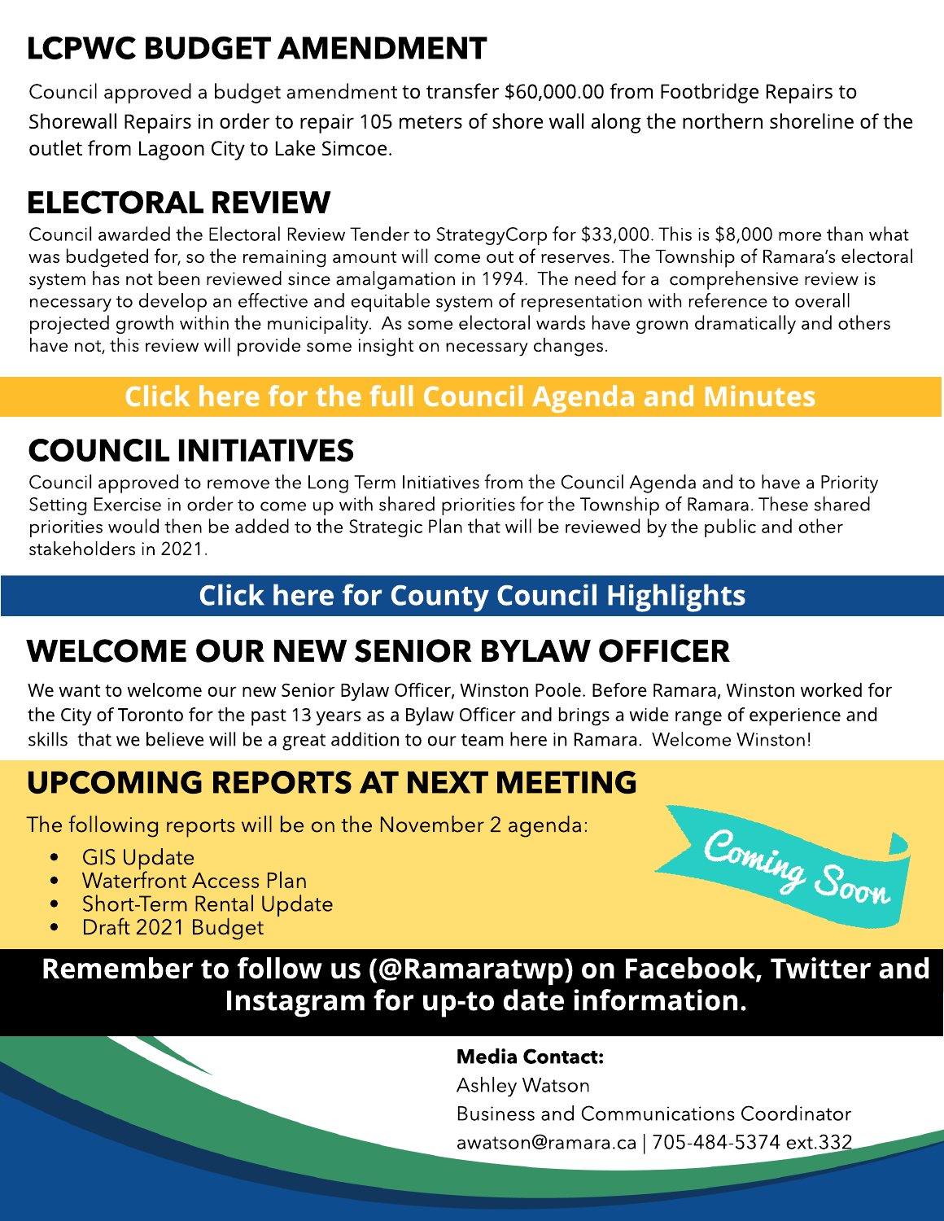## LCPWC BUDGET AMENDMENT

Council approved a budget amendment to transfer $60,000.00 from Footbridge Repairs to Shorewall Repairs in order to repair 105 meters of shore wall along the northern shoreline of the outlet from Lagoon City to Lake Simcoe.

## ELECTORAL REVIEW

Council awarded the Electoral Review Tender to StrategyCorp for $33,000. This is $8,000 more than what was budgeted for, so the remaining amount will come out of reserves. The Township of Ramara's electoral system has not been reviewed since amalgamation in 1994. The need for a comprehensive review is necessary to develop an effective and equitable system of representation with reference to overall projected growth within the municipality. As some electoral wards have grown dramatically and others have not, this review will provide some insight on necessary changes.

**Click here for the full Council Agenda and Minutes**

## COUNCIL INITIATIVES

Council approved to remove the Long Term Initiatives from the Council Agenda and to have a Priority Setting Exercise in order to come up with shared priorities for the Township of Ramara. These shared priorities would then be added to the Strategic Plan that will be reviewed by the public and other stakeholders in 2021.

**Click here for County Council Highlights**

## WELCOME OUR NEW SENIOR BYLAW OFFICER

We want to welcome our new Senior Bylaw Officer, Winston Poole. Before Ramara, Winston worked for the City of Toronto for the past 13 years as a Bylaw Officer and brings a wide range of experience and skills that we believe will be a great addition to our team here in Ramara. Welcome Winston!

## UPCOMING REPORTS AT NEXT MEETING

The following reports will be on the November 2 agenda:

- GIS Update
- Waterfront Access Plan
- Short-Term Rental Update
- Draft 2021 Budget

Coming Soon

**Remember to follow us (@Ramaratwp) on Facebook, Twitter and Instagram for up-to date information.**

**Media Contact:**
Ashley Watson
Business and Communications Coordinator
awatson@ramara.ca | 705-484-5374 ext.332